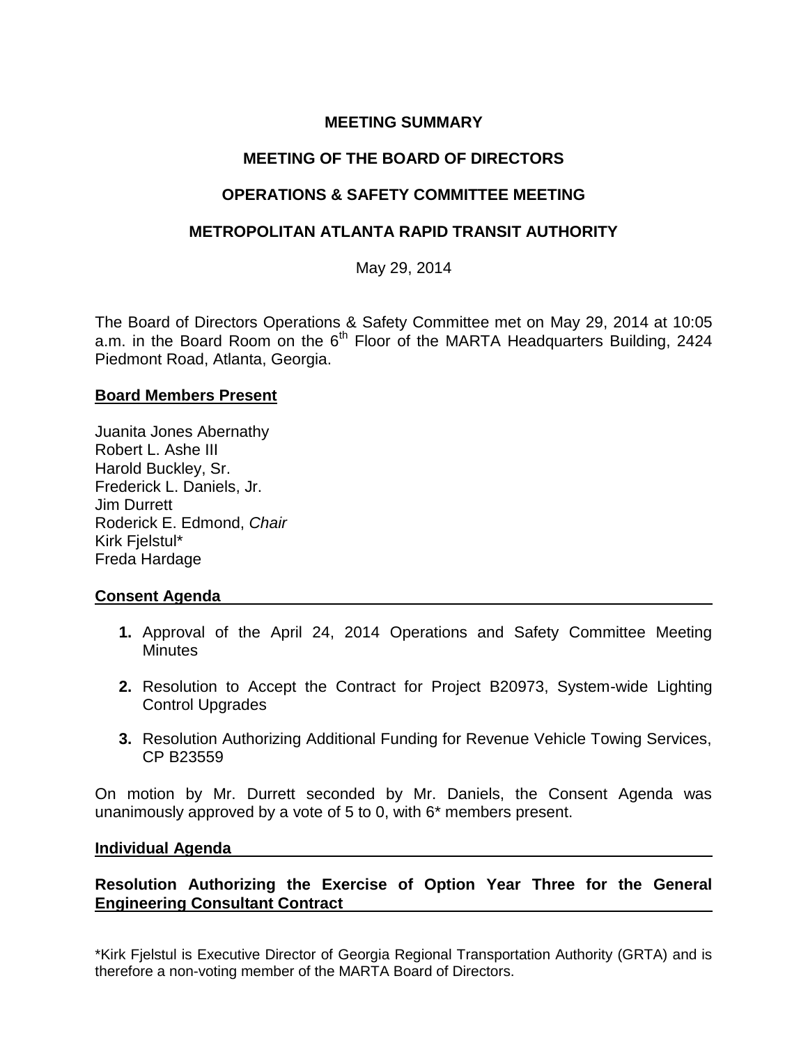# MEETING SUMMARY

## MEETING OF THE BOARD OF DIRECTORS

## OPERATIONS & SAFETY COMMITTEE MEETING

## METROPOLITAN ATLANTA RAPID TRANSIT AUTHORITY

May 29, 2014

The Board of Directors Operations & Safety Committee met on May 29, 2014 at 10:05 a.m. in the Board Room on the 6th Floor of the MARTA Headquarters Building, 2424 Piedmont Road, Atlanta, Georgia.

### Board Members Present

Juanita Jones Abernathy
Robert L. Ashe III
Harold Buckley, Sr.
Frederick L. Daniels, Jr.
Jim Durrett
Roderick E. Edmond, *Chair*
Kirk Fjelstul*
Freda Hardage

### Consent Agenda

1. Approval of the April 24, 2014 Operations and Safety Committee Meeting Minutes
2. Resolution to Accept the Contract for Project B20973, System-wide Lighting Control Upgrades
3. Resolution Authorizing Additional Funding for Revenue Vehicle Towing Services, CP B23559

On motion by Mr. Durrett seconded by Mr. Daniels, the Consent Agenda was unanimously approved by a vote of 5 to 0, with 6* members present.

### Individual Agenda

**Resolution Authorizing the Exercise of Option Year Three for the General Engineering Consultant Contract**

*Kirk Fjelstul is Executive Director of Georgia Regional Transportation Authority (GRTA) and is therefore a non-voting member of the MARTA Board of Directors.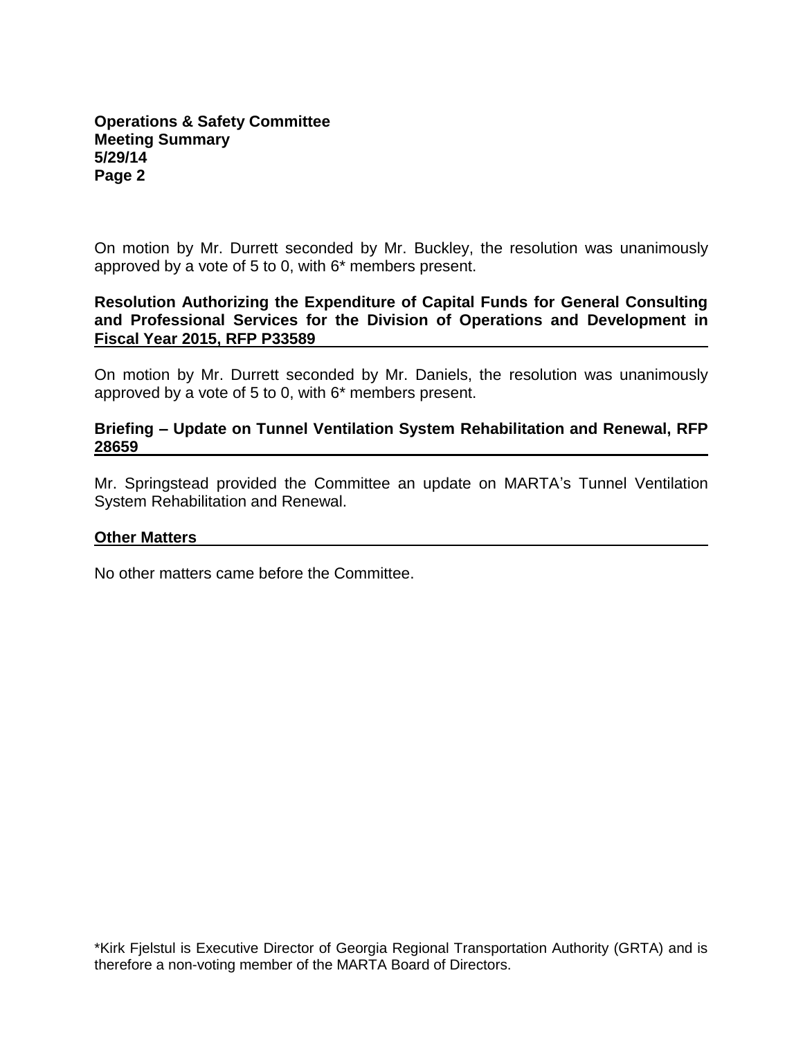On motion by Mr. Durrett seconded by Mr. Buckley, the resolution was unanimously approved by a vote of 5 to 0, with 6* members present.

**Resolution Authorizing the Expenditure of Capital Funds for General Consulting and Professional Services for the Division of Operations and Development in Fiscal Year 2015, RFP P33589**

On motion by Mr. Durrett seconded by Mr. Daniels, the resolution was unanimously approved by a vote of 5 to 0, with 6* members present.

**Briefing – Update on Tunnel Ventilation System Rehabilitation and Renewal, RFP 28659**

Mr. Springstead provided the Committee an update on MARTA's Tunnel Ventilation System Rehabilitation and Renewal.

**Other Matters**

No other matters came before the Committee.

*Kirk Fjelstul is Executive Director of Georgia Regional Transportation Authority (GRTA) and is therefore a non-voting member of the MARTA Board of Directors.